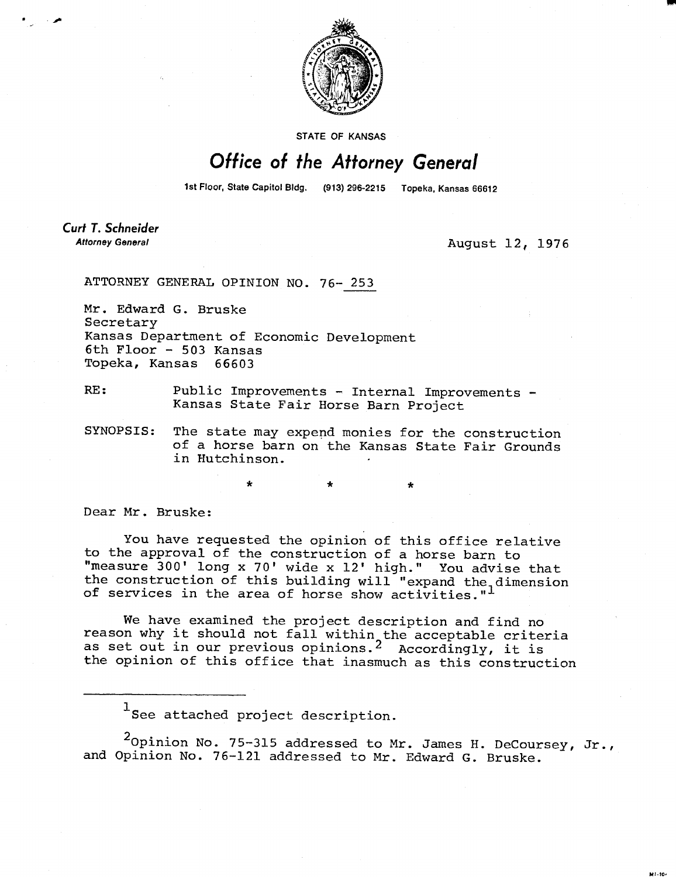STATE OF KANSAS

# *Office of the Attorney General*

1st Floor, State Capitol Bldg. (913) 296-2215 Topeka, Kansas 66612

***Curt T. Schneider***
*Attorney General*

August 12, 1976

ATTORNEY GENERAL OPINION NO. 76- 253

Mr. Edward G. Bruske
Secretary
Kansas Department of Economic Development
6th Floor - 503 Kansas
Topeka, Kansas 66603

RE: Public Improvements - Internal Improvements - Kansas State Fair Horse Barn Project

SYNOPSIS: The state may expend monies for the construction of a horse barn on the Kansas State Fair Grounds in Hutchinson.

\* \* \*

Dear Mr. Bruske:

You have requested the opinion of this office relative to the approval of the construction of a horse barn to "measure 300' long x 70' wide x 12' high." You advise that the construction of this building will "expand the dimension of services in the area of horse show activities."[1]

We have examined the project description and find no reason why it should not fall within the acceptable criteria as set out in our previous opinions.[2] Accordingly, it is the opinion of this office that inasmuch as this construction

---

[1] See attached project description.

[2] Opinion No. 75-315 addressed to Mr. James H. DeCoursey, Jr., and Opinion No. 76-121 addressed to Mr. Edward G. Bruske.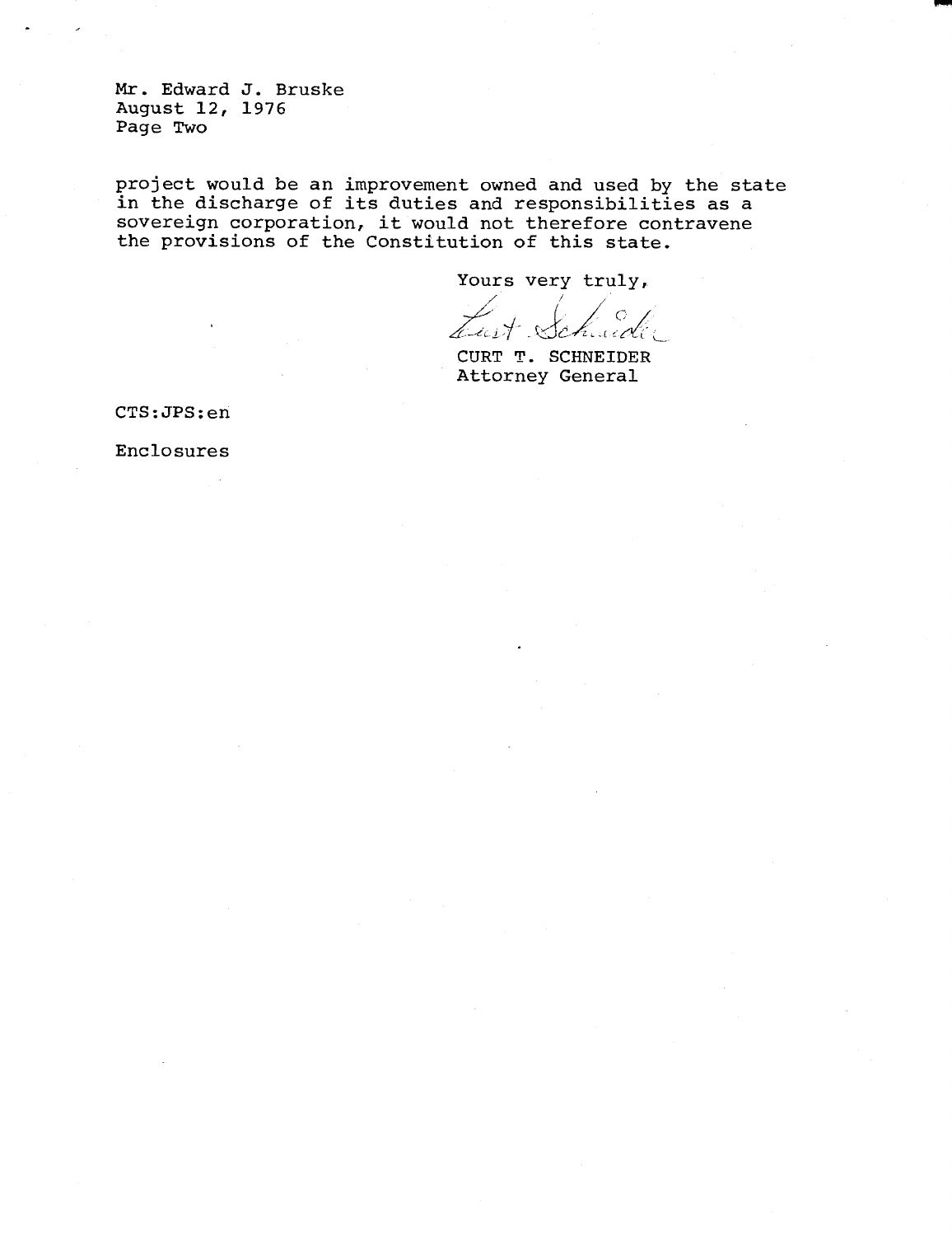Mr. Edward J. Bruske
August 12, 1976
Page Two

project would be an improvement owned and used by the state in the discharge of its duties and responsibilities as a sovereign corporation, it would not therefore contravene the provisions of the Constitution of this state.

Yours very truly,

Curt Schneider

CURT T. SCHNEIDER
Attorney General

CTS:JPS:en

Enclosures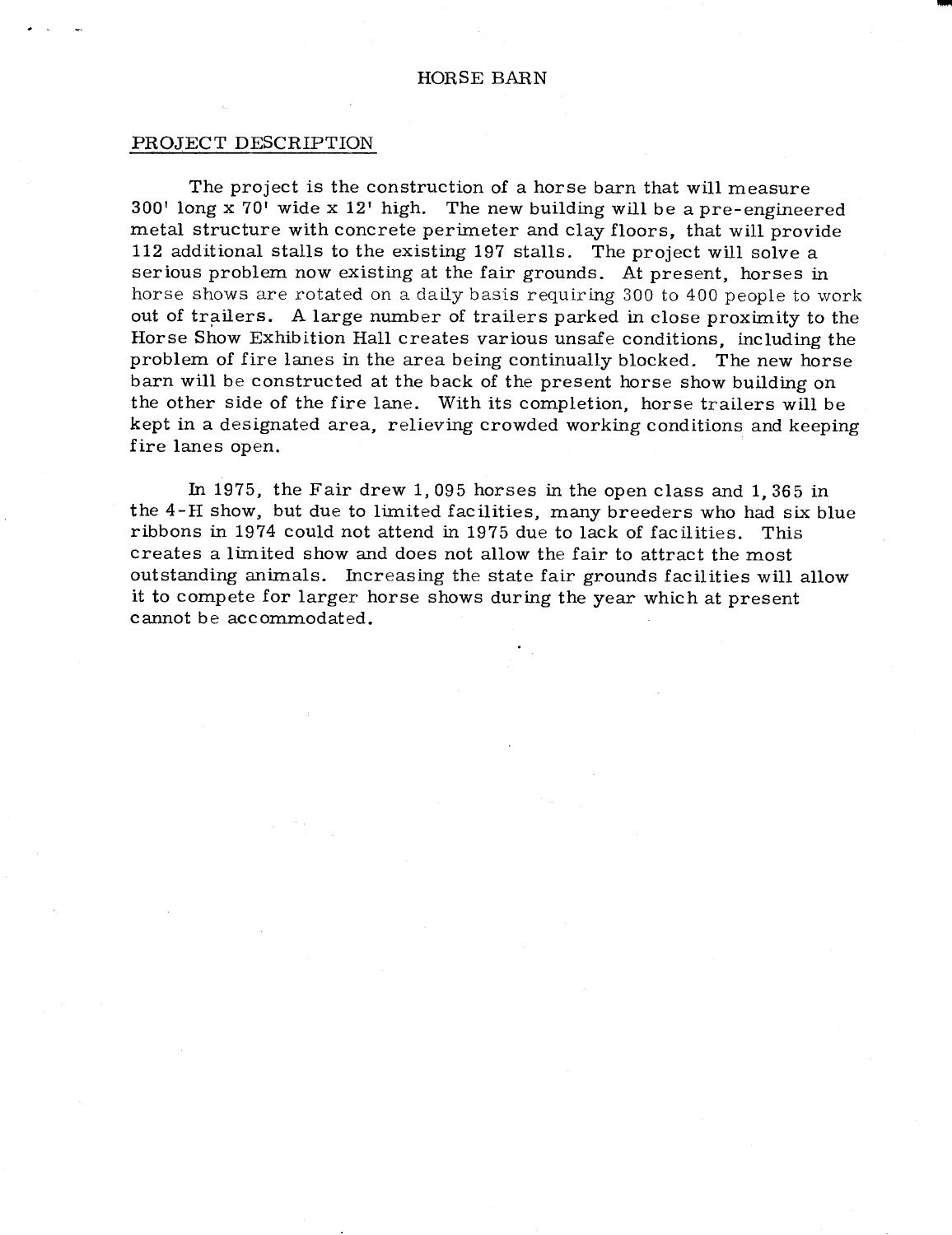# HORSE BARN

## PROJECT DESCRIPTION

The project is the construction of a horse barn that will measure 300' long x 70' wide x 12' high. The new building will be a pre-engineered metal structure with concrete perimeter and clay floors, that will provide 112 additional stalls to the existing 197 stalls. The project will solve a serious problem now existing at the fair grounds. At present, horses in horse shows are rotated on a daily basis requiring 300 to 400 people to work out of trailers. A large number of trailers parked in close proximity to the Horse Show Exhibition Hall creates various unsafe conditions, including the problem of fire lanes in the area being continually blocked. The new horse barn will be constructed at the back of the present horse show building on the other side of the fire lane. With its completion, horse trailers will be kept in a designated area, relieving crowded working conditions and keeping fire lanes open.

In 1975, the Fair drew 1,095 horses in the open class and 1,365 in the 4-H show, but due to limited facilities, many breeders who had six blue ribbons in 1974 could not attend in 1975 due to lack of facilities. This creates a limited show and does not allow the fair to attract the most outstanding animals. Increasing the state fair grounds facilities will allow it to compete for larger horse shows during the year which at present cannot be accommodated.